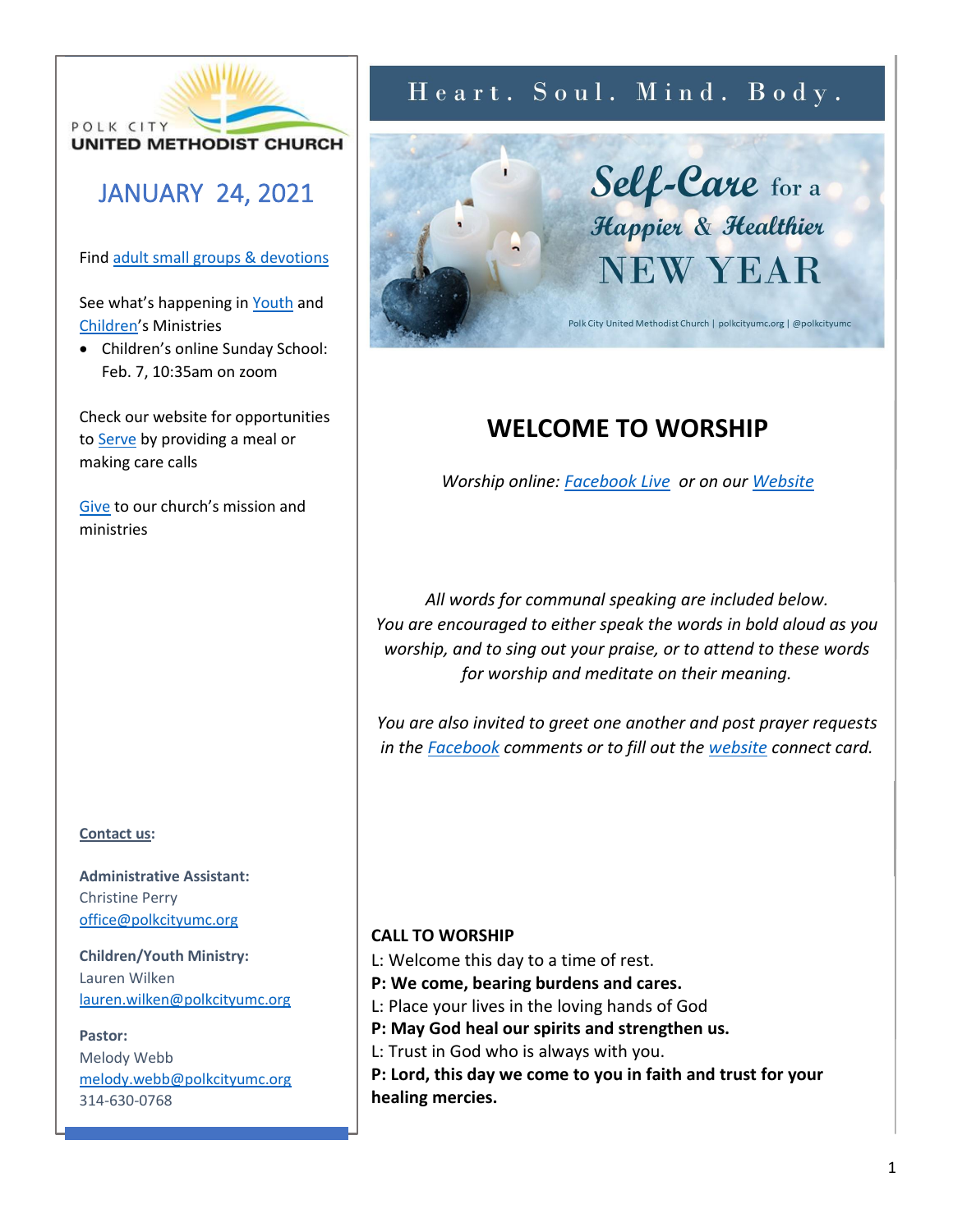POLK CITY
UNITED METHODIST CHURCH

## JANUARY 24, 2021

Find adult small groups & devotions

See what's happening in Youth and Children's Ministries

- Children's online Sunday School: Feb. 7, 10:35am on zoom

Check our website for opportunities to Serve by providing a meal or making care calls

Give to our church's mission and ministries

**Contact us:**

**Administrative Assistant:**
Christine Perry
office@polkcityumc.org

**Children/Youth Ministry:**
Lauren Wilken
lauren.wilken@polkcityumc.org

**Pastor:**
Melody Webb
melody.webb@polkcityumc.org
314-630-0768

Heart. Soul. Mind. Body.

Self-Care for a Happier & Healthier NEW YEAR

Polk City United Methodist Church | polkcityumc.org | @polkcityumc

# WELCOME TO WORSHIP

*Worship online: Facebook Live or on our Website*

*All words for communal speaking are included below. You are encouraged to either speak the words in bold aloud as you worship, and to sing out your praise, or to attend to these words for worship and meditate on their meaning.*

*You are also invited to greet one another and post prayer requests in the Facebook comments or to fill out the website connect card.*

**CALL TO WORSHIP**

L: Welcome this day to a time of rest.

**P: We come, bearing burdens and cares.**

L: Place your lives in the loving hands of God

**P: May God heal our spirits and strengthen us.**

L: Trust in God who is always with you.

**P: Lord, this day we come to you in faith and trust for your healing mercies.**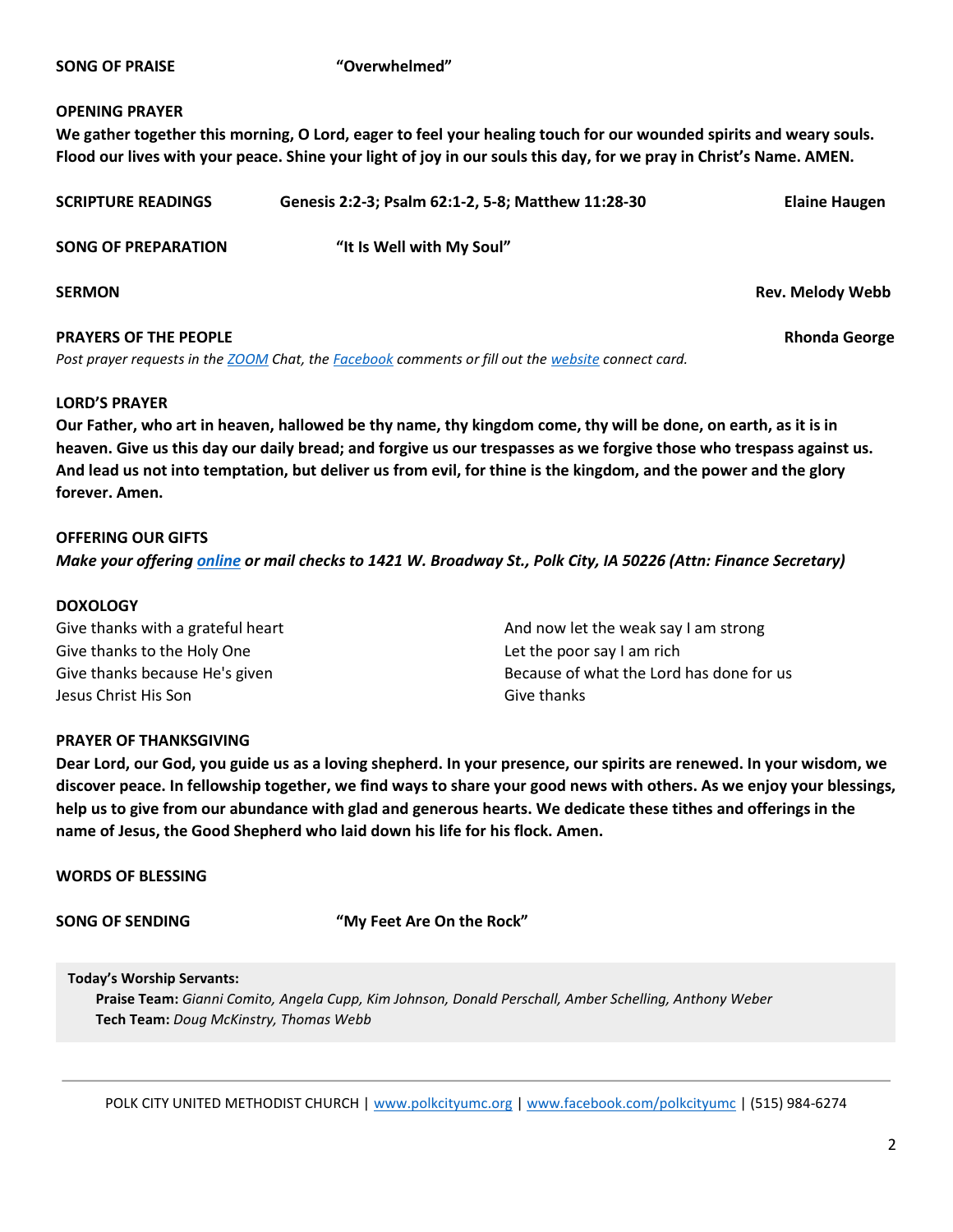**SONG OF PRAISE** "Overwhelmed"

**OPENING PRAYER**

**We gather together this morning, O Lord, eager to feel your healing touch for our wounded spirits and weary souls. Flood our lives with your peace. Shine your light of joy in our souls this day, for we pray in Christ's Name. AMEN.**

**SCRIPTURE READINGS** Genesis 2:2-3; Psalm 62:1-2, 5-8; Matthew 11:28-30 **Elaine Haugen**

**SONG OF PREPARATION** "It Is Well with My Soul"

**SERMON** **Rev. Melody Webb**

**PRAYERS OF THE PEOPLE** **Rhonda George**

*Post prayer requests in the [ZOOM](ZOOM) Chat, the [Facebook](Facebook) comments or fill out the [website](website) connect card.*

**LORD'S PRAYER**

**Our Father, who art in heaven, hallowed be thy name, thy kingdom come, thy will be done, on earth, as it is in heaven. Give us this day our daily bread; and forgive us our trespasses as we forgive those who trespass against us. And lead us not into temptation, but deliver us from evil, for thine is the kingdom, and the power and the glory forever. Amen.**

**OFFERING OUR GIFTS**

***Make your offering [online](online) or mail checks to 1421 W. Broadway St., Polk City, IA 50226 (Attn: Finance Secretary)***

**DOXOLOGY**

Give thanks with a grateful heart
Give thanks to the Holy One
Give thanks because He's given
Jesus Christ His Son

And now let the weak say I am strong
Let the poor say I am rich
Because of what the Lord has done for us
Give thanks

**PRAYER OF THANKSGIVING**

**Dear Lord, our God, you guide us as a loving shepherd. In your presence, our spirits are renewed. In your wisdom, we discover peace. In fellowship together, we find ways to share your good news with others. As we enjoy your blessings, help us to give from our abundance with glad and generous hearts. We dedicate these tithes and offerings in the name of Jesus, the Good Shepherd who laid down his life for his flock. Amen.**

**WORDS OF BLESSING**

**SONG OF SENDING** "My Feet Are On the Rock"

**Today's Worship Servants:**

**Praise Team:** *Gianni Comito, Angela Cupp, Kim Johnson, Donald Perschall, Amber Schelling, Anthony Weber*

**Tech Team:** *Doug McKinstry, Thomas Webb*

POLK CITY UNITED METHODIST CHURCH | www.polkcityumc.org | www.facebook.com/polkcityumc | (515) 984-6274